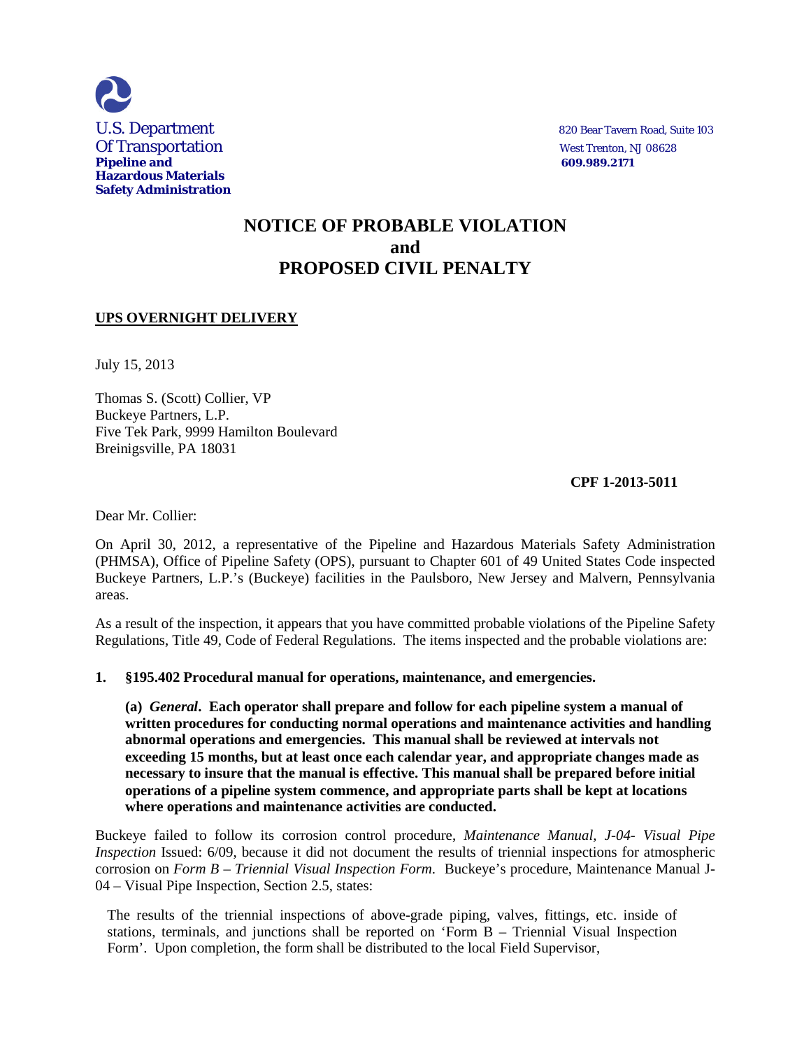U.S. Department
Of Transportation
**Pipeline and Hazardous Materials Safety Administration**

820 Bear Tavern Road, Suite 103
West Trenton, NJ 08628
**609.989.2171**

# NOTICE OF PROBABLE VIOLATION and PROPOSED CIVIL PENALTY

**UPS OVERNIGHT DELIVERY**

July 15, 2013

Thomas S. (Scott) Collier, VP
Buckeye Partners, L.P.
Five Tek Park, 9999 Hamilton Boulevard
Breinigsville, PA 18031

**CPF 1-2013-5011**

Dear Mr. Collier:

On April 30, 2012, a representative of the Pipeline and Hazardous Materials Safety Administration (PHMSA), Office of Pipeline Safety (OPS), pursuant to Chapter 601 of 49 United States Code inspected Buckeye Partners, L.P.'s (Buckeye) facilities in the Paulsboro, New Jersey and Malvern, Pennsylvania areas.

As a result of the inspection, it appears that you have committed probable violations of the Pipeline Safety Regulations, Title 49, Code of Federal Regulations. The items inspected and the probable violations are:

**1. §195.402 Procedural manual for operations, maintenance, and emergencies.**

> **(a)** ***General*****. Each operator shall prepare and follow for each pipeline system a manual of written procedures for conducting normal operations and maintenance activities and handling abnormal operations and emergencies. This manual shall be reviewed at intervals not exceeding 15 months, but at least once each calendar year, and appropriate changes made as necessary to insure that the manual is effective. This manual shall be prepared before initial operations of a pipeline system commence, and appropriate parts shall be kept at locations where operations and maintenance activities are conducted.**

Buckeye failed to follow its corrosion control procedure, *Maintenance Manual, J-04- Visual Pipe Inspection* Issued: 6/09, because it did not document the results of triennial inspections for atmospheric corrosion on *Form B – Triennial Visual Inspection Form*. Buckeye's procedure, Maintenance Manual J-04 – Visual Pipe Inspection, Section 2.5, states:

> The results of the triennial inspections of above-grade piping, valves, fittings, etc. inside of stations, terminals, and junctions shall be reported on 'Form B – Triennial Visual Inspection Form'. Upon completion, the form shall be distributed to the local Field Supervisor,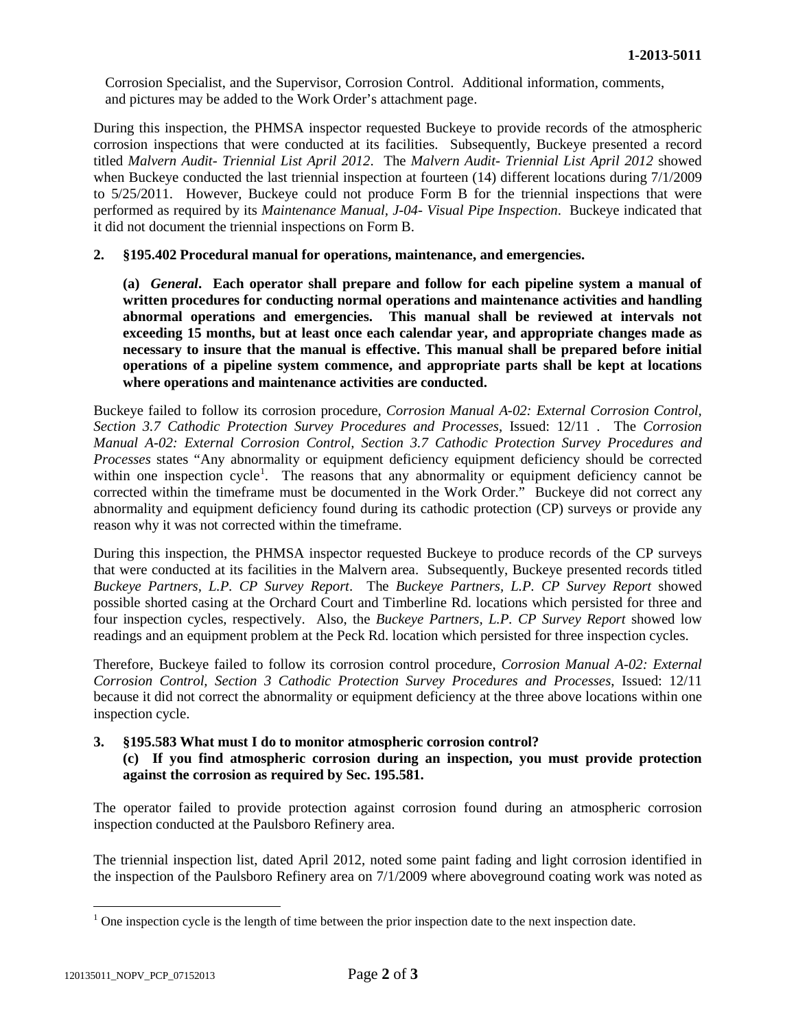Corrosion Specialist, and the Supervisor, Corrosion Control. Additional information, comments, and pictures may be added to the Work Order's attachment page.

During this inspection, the PHMSA inspector requested Buckeye to provide records of the atmospheric corrosion inspections that were conducted at its facilities. Subsequently, Buckeye presented a record titled *Malvern Audit- Triennial List April 2012*. The *Malvern Audit- Triennial List April 2012* showed when Buckeye conducted the last triennial inspection at fourteen (14) different locations during 7/1/2009 to 5/25/2011. However, Buckeye could not produce Form B for the triennial inspections that were performed as required by its *Maintenance Manual, J-04- Visual Pipe Inspection*. Buckeye indicated that it did not document the triennial inspections on Form B.

**2. §195.402 Procedural manual for operations, maintenance, and emergencies.**

**(a) *General*. Each operator shall prepare and follow for each pipeline system a manual of written procedures for conducting normal operations and maintenance activities and handling abnormal operations and emergencies. This manual shall be reviewed at intervals not exceeding 15 months, but at least once each calendar year, and appropriate changes made as necessary to insure that the manual is effective. This manual shall be prepared before initial operations of a pipeline system commence, and appropriate parts shall be kept at locations where operations and maintenance activities are conducted.**

Buckeye failed to follow its corrosion procedure, *Corrosion Manual A-02: External Corrosion Control, Section 3.7 Cathodic Protection Survey Procedures and Processes*, Issued: 12/11 . The *Corrosion Manual A-02: External Corrosion Control, Section 3.7 Cathodic Protection Survey Procedures and Processes* states "Any abnormality or equipment deficiency equipment deficiency should be corrected within one inspection cycle[1]. The reasons that any abnormality or equipment deficiency cannot be corrected within the timeframe must be documented in the Work Order." Buckeye did not correct any abnormality and equipment deficiency found during its cathodic protection (CP) surveys or provide any reason why it was not corrected within the timeframe.

During this inspection, the PHMSA inspector requested Buckeye to produce records of the CP surveys that were conducted at its facilities in the Malvern area. Subsequently, Buckeye presented records titled *Buckeye Partners, L.P. CP Survey Report*. The *Buckeye Partners, L.P. CP Survey Report* showed possible shorted casing at the Orchard Court and Timberline Rd. locations which persisted for three and four inspection cycles, respectively. Also, the *Buckeye Partners, L.P. CP Survey Report* showed low readings and an equipment problem at the Peck Rd. location which persisted for three inspection cycles.

Therefore, Buckeye failed to follow its corrosion control procedure, *Corrosion Manual A-02: External Corrosion Control, Section 3 Cathodic Protection Survey Procedures and Processes*, Issued: 12/11 because it did not correct the abnormality or equipment deficiency at the three above locations within one inspection cycle.

**3. §195.583 What must I do to monitor atmospheric corrosion control?**
**(c) If you find atmospheric corrosion during an inspection, you must provide protection against the corrosion as required by Sec. 195.581.**

The operator failed to provide protection against corrosion found during an atmospheric corrosion inspection conducted at the Paulsboro Refinery area.

The triennial inspection list, dated April 2012, noted some paint fading and light corrosion identified in the inspection of the Paulsboro Refinery area on 7/1/2009 where aboveground coating work was noted as

[1] One inspection cycle is the length of time between the prior inspection date to the next inspection date.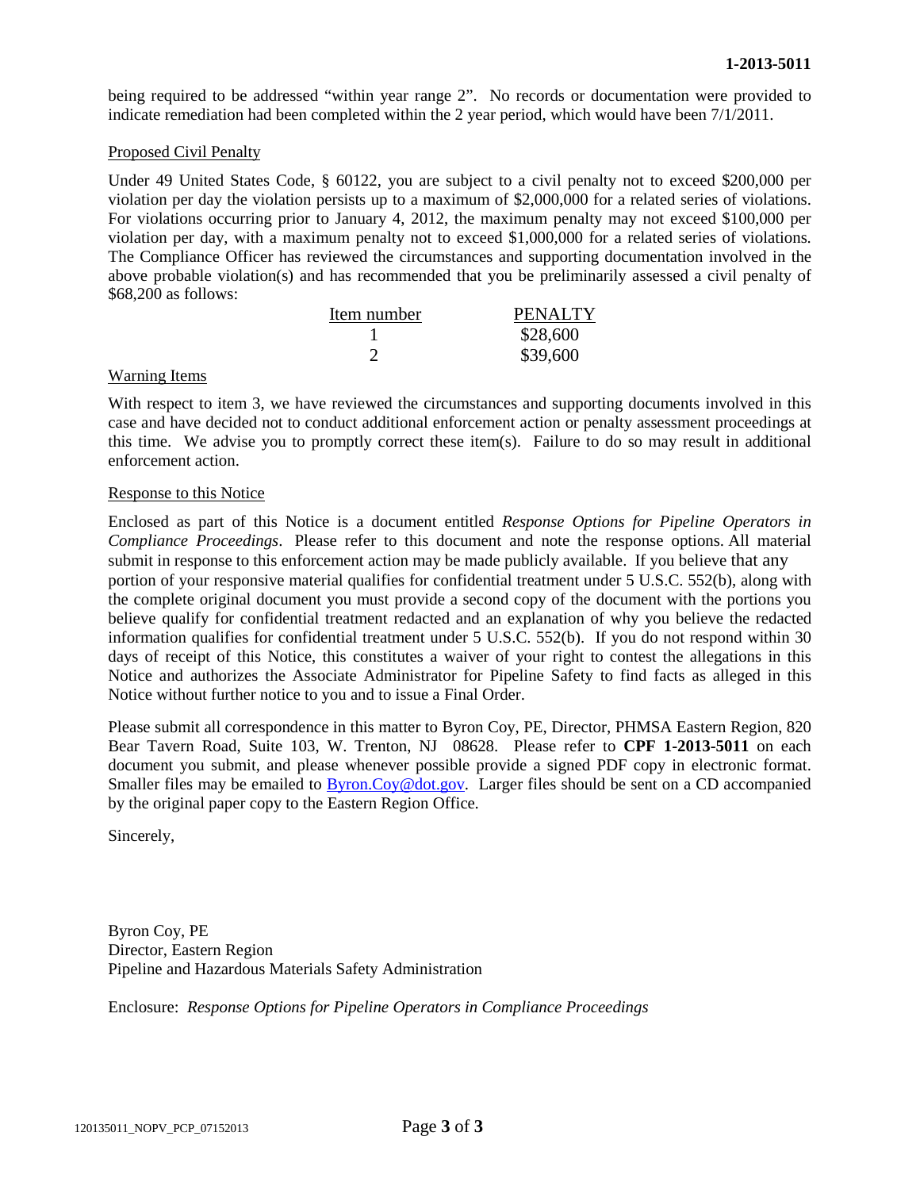being required to be addressed "within year range 2". No records or documentation were provided to indicate remediation had been completed within the 2 year period, which would have been 7/1/2011.

Proposed Civil Penalty

Under 49 United States Code, § 60122, you are subject to a civil penalty not to exceed $200,000 per violation per day the violation persists up to a maximum of $2,000,000 for a related series of violations. For violations occurring prior to January 4, 2012, the maximum penalty may not exceed $100,000 per violation per day, with a maximum penalty not to exceed $1,000,000 for a related series of violations. The Compliance Officer has reviewed the circumstances and supporting documentation involved in the above probable violation(s) and has recommended that you be preliminarily assessed a civil penalty of $68,200 as follows:

| Item number | PENALTY |
|---|---|
| 1 | $28,600 |
| 2 | $39,600 |

Warning Items

With respect to item 3, we have reviewed the circumstances and supporting documents involved in this case and have decided not to conduct additional enforcement action or penalty assessment proceedings at this time. We advise you to promptly correct these item(s). Failure to do so may result in additional enforcement action.

Response to this Notice

Enclosed as part of this Notice is a document entitled *Response Options for Pipeline Operators in Compliance Proceedings*. Please refer to this document and note the response options. All material submit in response to this enforcement action may be made publicly available. If you believe that any portion of your responsive material qualifies for confidential treatment under 5 U.S.C. 552(b), along with the complete original document you must provide a second copy of the document with the portions you believe qualify for confidential treatment redacted and an explanation of why you believe the redacted information qualifies for confidential treatment under 5 U.S.C. 552(b). If you do not respond within 30 days of receipt of this Notice, this constitutes a waiver of your right to contest the allegations in this Notice and authorizes the Associate Administrator for Pipeline Safety to find facts as alleged in this Notice without further notice to you and to issue a Final Order.

Please submit all correspondence in this matter to Byron Coy, PE, Director, PHMSA Eastern Region, 820 Bear Tavern Road, Suite 103, W. Trenton, NJ 08628. Please refer to **CPF 1-2013-5011** on each document you submit, and please whenever possible provide a signed PDF copy in electronic format. Smaller files may be emailed to Byron.Coy@dot.gov. Larger files should be sent on a CD accompanied by the original paper copy to the Eastern Region Office.

Sincerely,

Byron Coy, PE
Director, Eastern Region
Pipeline and Hazardous Materials Safety Administration

Enclosure: *Response Options for Pipeline Operators in Compliance Proceedings*

120135011_NOPV_PCP_07152013